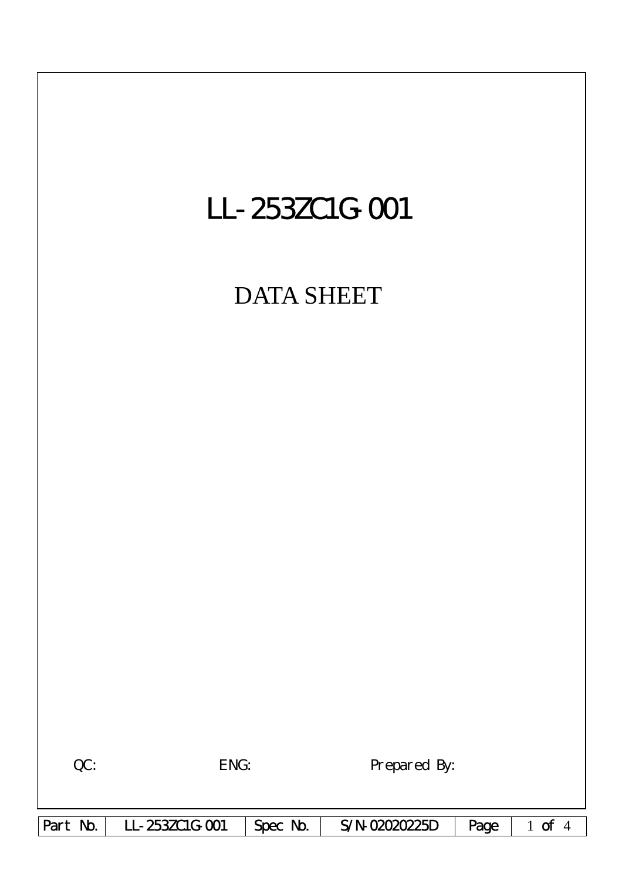# LL-253ZC1G-001

## DATA SHEET

QC: ENG: Prepared By:

| Part No. | LL-253ZC1G-001 | Spec No. | S/N-02020225D |
|---|---|---|---|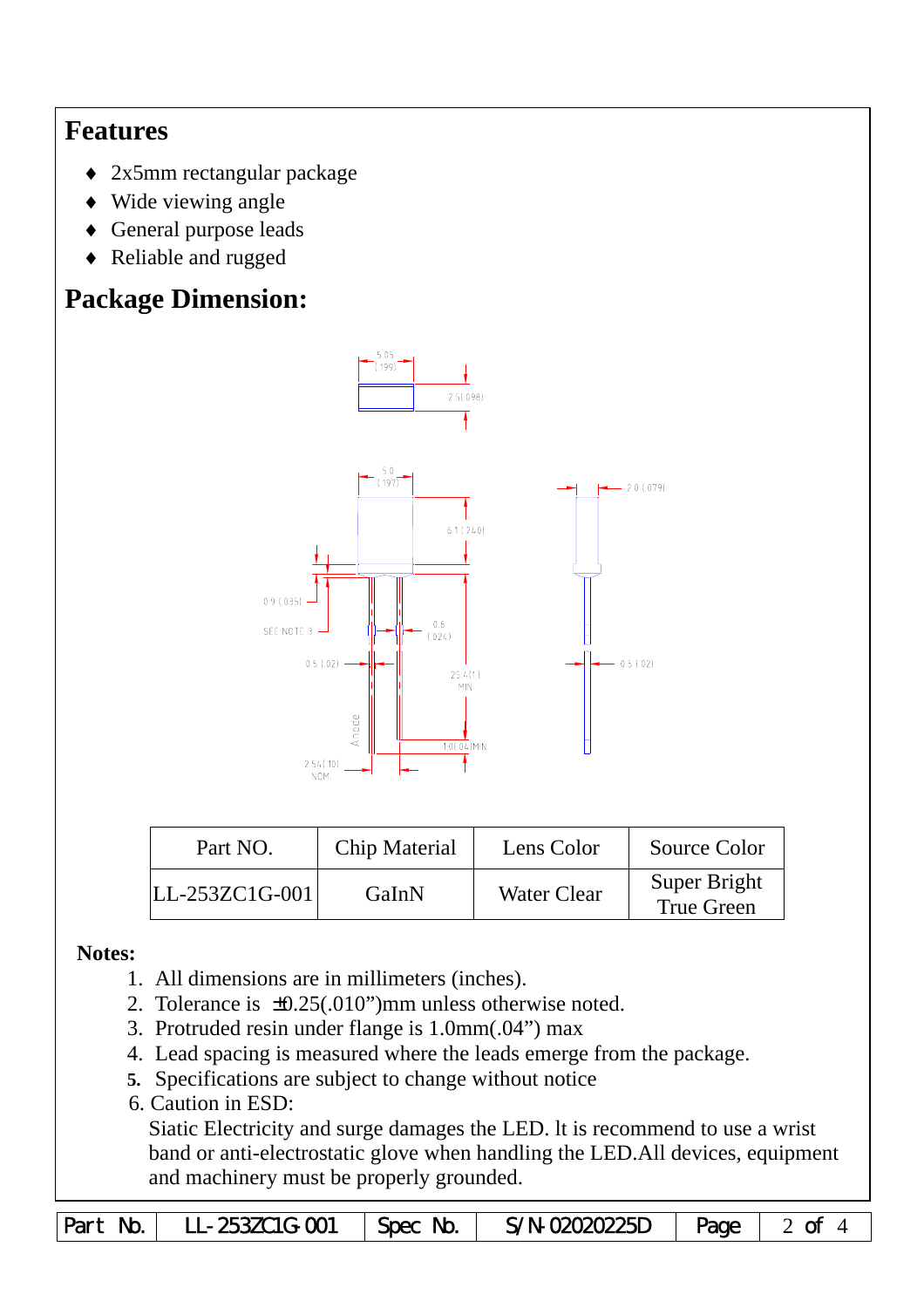## Features

- 2x5mm rectangular package
- Wide viewing angle
- General purpose leads
- Reliable and rugged

## Package Dimension:

| Part NO. | Chip Material | Lens Color | Source Color |
|---|---|---|---|
| LL-253ZC1G-001 | GaInN | Water Clear | Super Bright True Green |

**Notes:**

1. All dimensions are in millimeters (inches).
2. Tolerance is ±0.25(.010")mm unless otherwise noted.
3. Protruded resin under flange is 1.0mm(.04") max
4. Lead spacing is measured where the leads emerge from the package.
5. Specifications are subject to change without notice
6. Caution in ESD:

   Siatic Electricity and surge damages the LED. lt is recommend to use a wrist band or anti-electrostatic glove when handling the LED.All devices, equipment and machinery must be properly grounded.

| Part No. | LL-253ZC1G-001 | Spec No. | S/N-02020225D |
|---|---|---|---|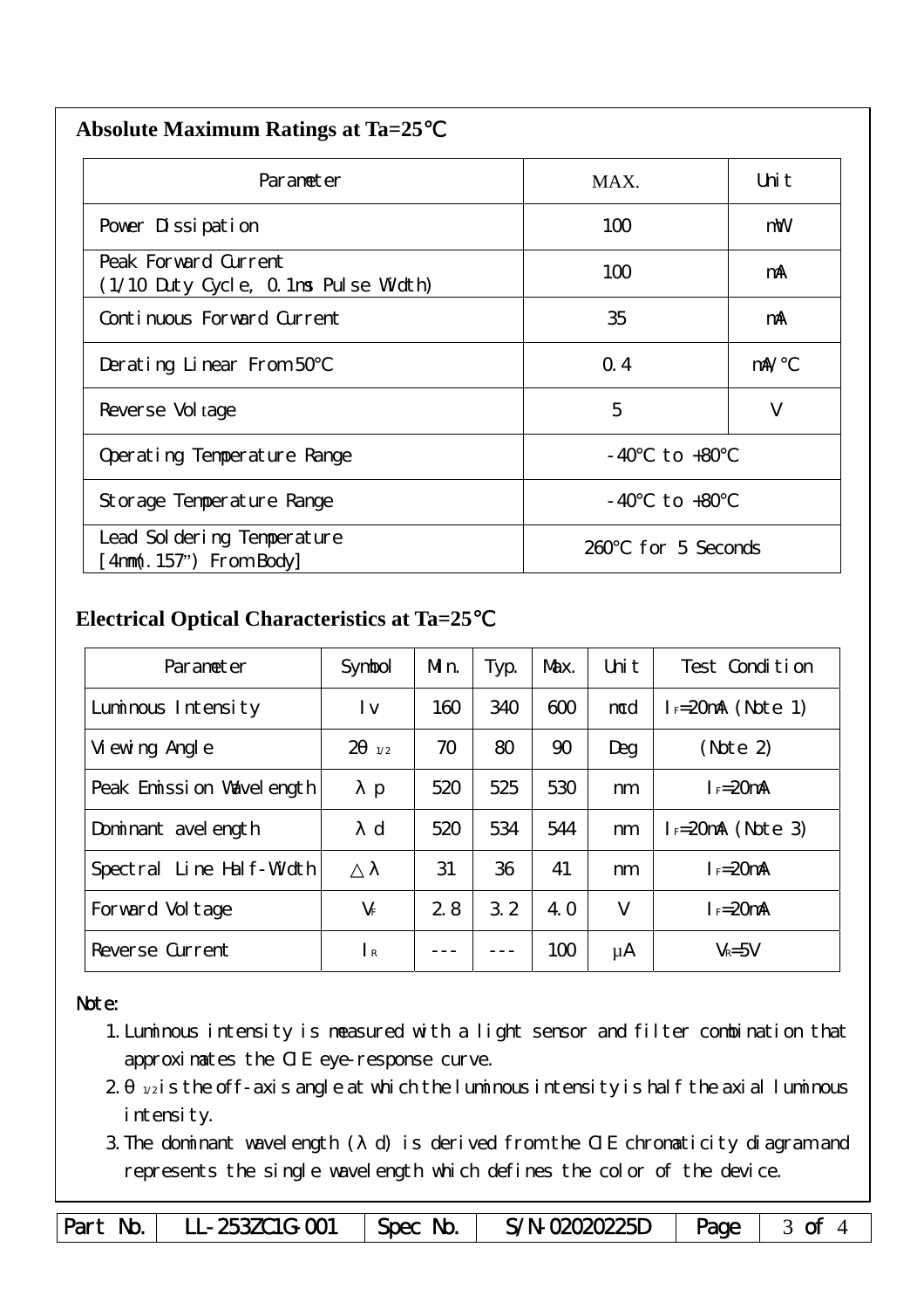## Absolute Maximum Ratings at Ta=25℃

| Parameter | MAX. | Unit |
|---|---|---|
| Power Dissipation | 100 | mW |
| Peak Forward Current (1/10 Duty Cycle, 0.1ms Pulse Width) | 100 | mA |
| Continuous Forward Current | 35 | mA |
| Derating Linear From 50℃ | 0.4 | mA/℃ |
| Reverse Voltage | 5 | V |
| Operating Temperature Range | -40℃ to +80℃ | |
| Storage Temperature Range | -40℃ to +80℃ | |
| Lead Soldering Temperature [4mm(.157") From Body] | 260℃ for 5 Seconds | |

## Electrical Optical Characteristics at Ta=25℃

| Parameter | Symbol | Min. | Typ. | Max. | Unit | Test Condition |
|---|---|---|---|---|---|---|
| Luminous Intensity | Iv | 160 | 340 | 600 | mcd | $I_F$=20mA (Note 1) |
| Viewing Angle | $2\theta_{1/2}$ | 70 | 80 | 90 | Deg | (Note 2) |
| Peak Emission Wavelength | λp | 520 | 525 | 530 | nm | $I_F$=20mA |
| Dominant avelength | λd | 520 | 534 | 544 | nm | $I_F$=20mA (Note 3) |
| Spectral Line Half-Width | △λ | 31 | 36 | 41 | nm | $I_F$=20mA |
| Forward Voltage | $V_F$ | 2.8 | 3.2 | 4.0 | V | $I_F$=20mA |
| Reverse Current | $I_R$ | --- | --- | 100 | μA | $V_R$=5V |

Note:

1. Luminous intensity is measured with a light sensor and filter combination that approximates the CIE eye-response curve.
2. $\theta_{1/2}$ is the off-axis angle at which the luminous intensity is half the axial luminous intensity.
3. The dominant wavelength (λd) is derived from the CIE chromaticity diagram and represents the single wavelength which defines the color of the device.

| Part No. | LL-253ZC1G-001 | Spec No. | S/N-02020225D | Page | 3 of 4 |
|---|---|---|---|---|---|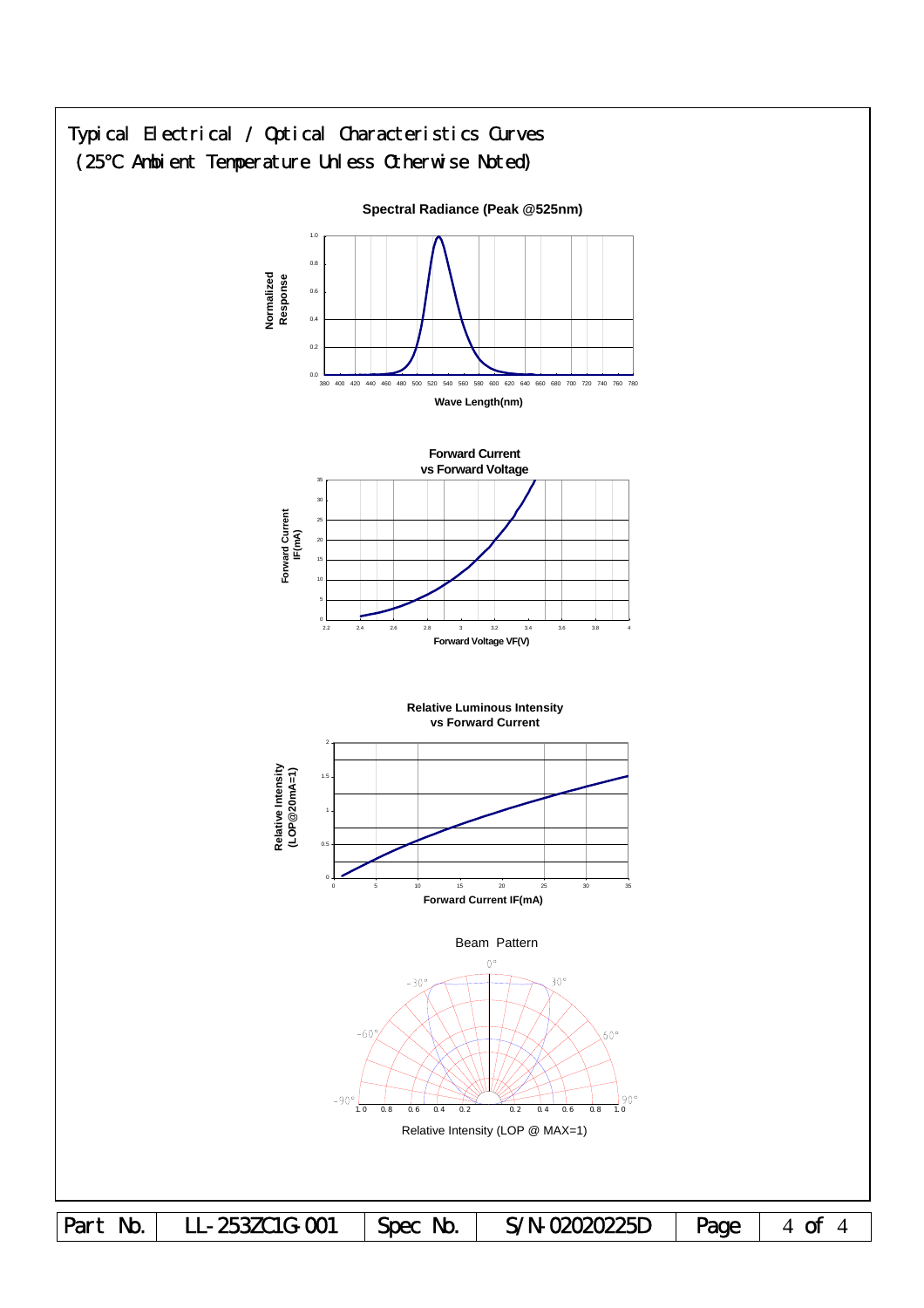# Typical Electrical / Optical Characteristics Curves
(25°C Ambient Temperature Unless Otherwise Noted)

**Spectral Radiance (Peak @525nm)**

Normalized Response

1.0
0.8
0.6
0.4
0.2
0.0

380 400 420 440 460 480 500 520 540 560 580 600 620 640 660 680 700 720 740 760 780

Wave Length(nm)

**Forward Current vs Forward Voltage**

Forward Current IF(mA)

35
30
25
20
15
10
5
0

2.2 2.4 2.6 2.8 3 3.2 3.4 3.6 3.8 4

Forward Voltage VF(V)

**Relative Luminous Intensity vs Forward Current**

Relative Intensity (LOP@20mA=1)

2
1.5
1
0.5
0

0 5 10 15 20 25 30 35

Forward Current IF(mA)

Beam Pattern

0°
-30° 30°
-60° 60°
-90° 90°

1.0 0.8 0.6 0.4 0.2 0.2 0.4 0.6 0.8 1.0

Relative Intensity (LOP @ MAX=1)

| Part No. | LL-253ZC1G-001 | Spec No. | S/N-02020225D |
|---|---|---|---|